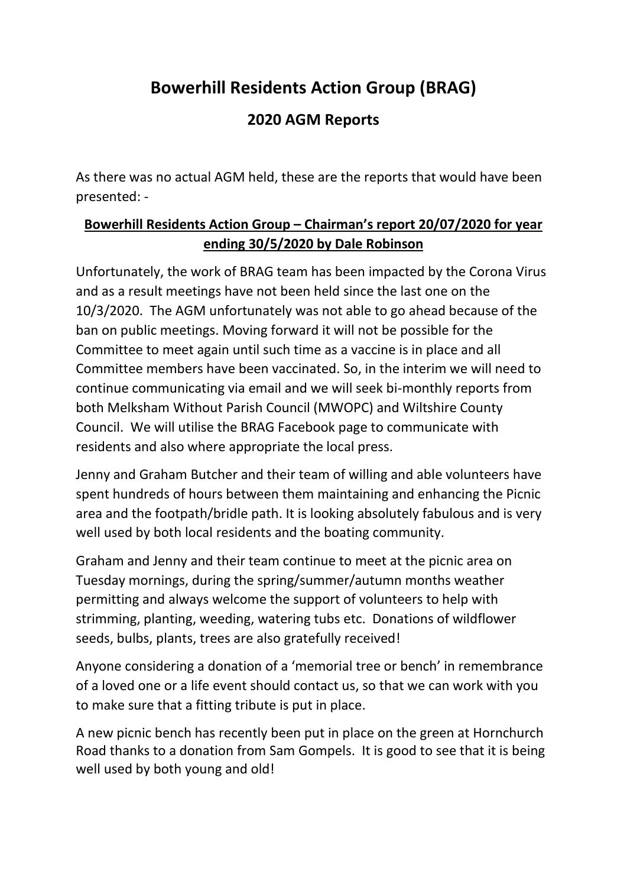# Bowerhill Residents Action Group (BRAG)

## 2020 AGM Reports

As there was no actual AGM held, these are the reports that would have been presented: -

**Bowerhill Residents Action Group – Chairman's report 20/07/2020 for year ending 30/5/2020 by Dale Robinson**

Unfortunately, the work of BRAG team has been impacted by the Corona Virus and as a result meetings have not been held since the last one on the 10/3/2020. The AGM unfortunately was not able to go ahead because of the ban on public meetings. Moving forward it will not be possible for the Committee to meet again until such time as a vaccine is in place and all Committee members have been vaccinated. So, in the interim we will need to continue communicating via email and we will seek bi-monthly reports from both Melksham Without Parish Council (MWOPC) and Wiltshire County Council. We will utilise the BRAG Facebook page to communicate with residents and also where appropriate the local press.

Jenny and Graham Butcher and their team of willing and able volunteers have spent hundreds of hours between them maintaining and enhancing the Picnic area and the footpath/bridle path. It is looking absolutely fabulous and is very well used by both local residents and the boating community.

Graham and Jenny and their team continue to meet at the picnic area on Tuesday mornings, during the spring/summer/autumn months weather permitting and always welcome the support of volunteers to help with strimming, planting, weeding, watering tubs etc. Donations of wildflower seeds, bulbs, plants, trees are also gratefully received!

Anyone considering a donation of a 'memorial tree or bench' in remembrance of a loved one or a life event should contact us, so that we can work with you to make sure that a fitting tribute is put in place.

A new picnic bench has recently been put in place on the green at Hornchurch Road thanks to a donation from Sam Gompels. It is good to see that it is being well used by both young and old!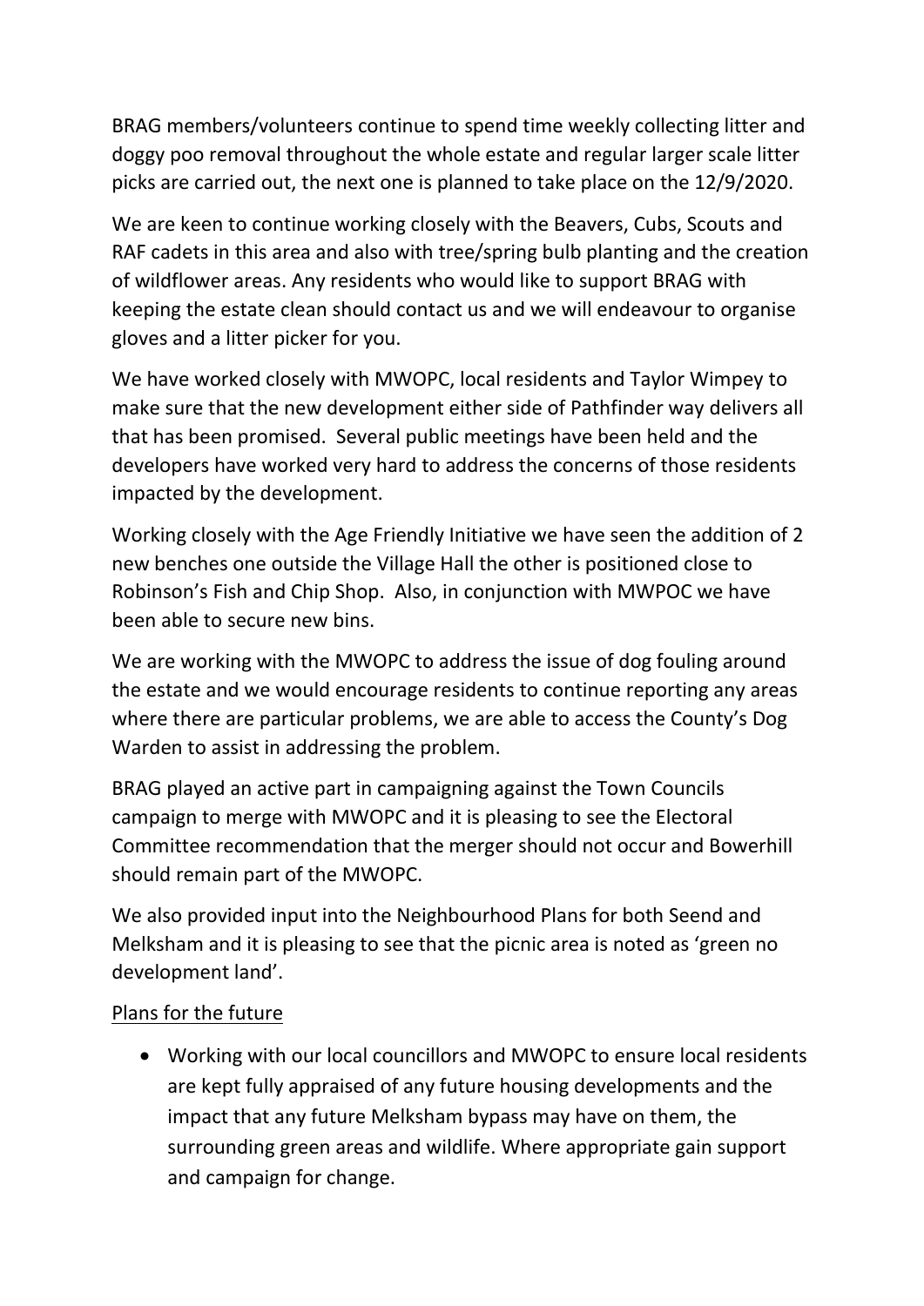BRAG members/volunteers continue to spend time weekly collecting litter and doggy poo removal throughout the whole estate and regular larger scale litter picks are carried out, the next one is planned to take place on the 12/9/2020.

We are keen to continue working closely with the Beavers, Cubs, Scouts and RAF cadets in this area and also with tree/spring bulb planting and the creation of wildflower areas. Any residents who would like to support BRAG with keeping the estate clean should contact us and we will endeavour to organise gloves and a litter picker for you.

We have worked closely with MWOPC, local residents and Taylor Wimpey to make sure that the new development either side of Pathfinder way delivers all that has been promised. Several public meetings have been held and the developers have worked very hard to address the concerns of those residents impacted by the development.

Working closely with the Age Friendly Initiative we have seen the addition of 2 new benches one outside the Village Hall the other is positioned close to Robinson's Fish and Chip Shop. Also, in conjunction with MWPOC we have been able to secure new bins.

We are working with the MWOPC to address the issue of dog fouling around the estate and we would encourage residents to continue reporting any areas where there are particular problems, we are able to access the County's Dog Warden to assist in addressing the problem.

BRAG played an active part in campaigning against the Town Councils campaign to merge with MWOPC and it is pleasing to see the Electoral Committee recommendation that the merger should not occur and Bowerhill should remain part of the MWOPC.

We also provided input into the Neighbourhood Plans for both Seend and Melksham and it is pleasing to see that the picnic area is noted as 'green no development land'.

<u>Plans for the future</u>

- Working with our local councillors and MWOPC to ensure local residents are kept fully appraised of any future housing developments and the impact that any future Melksham bypass may have on them, the surrounding green areas and wildlife. Where appropriate gain support and campaign for change.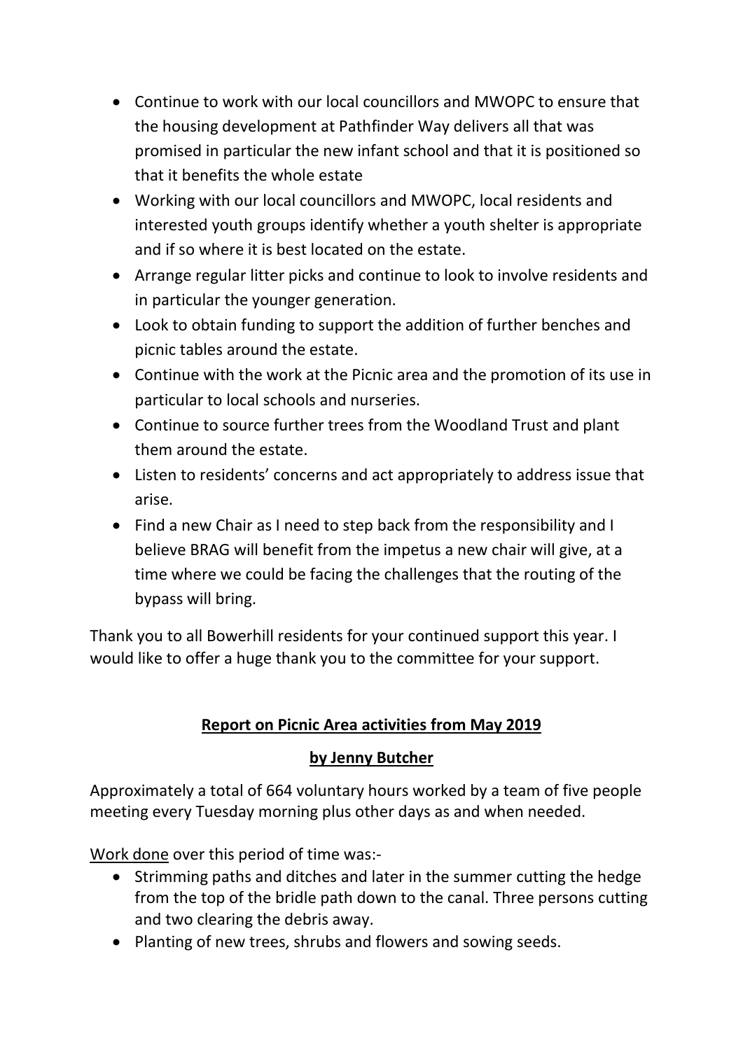- Continue to work with our local councillors and MWOPC to ensure that the housing development at Pathfinder Way delivers all that was promised in particular the new infant school and that it is positioned so that it benefits the whole estate
- Working with our local councillors and MWOPC, local residents and interested youth groups identify whether a youth shelter is appropriate and if so where it is best located on the estate.
- Arrange regular litter picks and continue to look to involve residents and in particular the younger generation.
- Look to obtain funding to support the addition of further benches and picnic tables around the estate.
- Continue with the work at the Picnic area and the promotion of its use in particular to local schools and nurseries.
- Continue to source further trees from the Woodland Trust and plant them around the estate.
- Listen to residents' concerns and act appropriately to address issue that arise.
- Find a new Chair as I need to step back from the responsibility and I believe BRAG will benefit from the impetus a new chair will give, at a time where we could be facing the challenges that the routing of the bypass will bring.

Thank you to all Bowerhill residents for your continued support this year. I would like to offer a huge thank you to the committee for your support.

## Report on Picnic Area activities from May 2019

### by Jenny Butcher

Approximately a total of 664 voluntary hours worked by a team of five people meeting every Tuesday morning plus other days as and when needed.

Work done over this period of time was:-

- Strimming paths and ditches and later in the summer cutting the hedge from the top of the bridle path down to the canal. Three persons cutting and two clearing the debris away.
- Planting of new trees, shrubs and flowers and sowing seeds.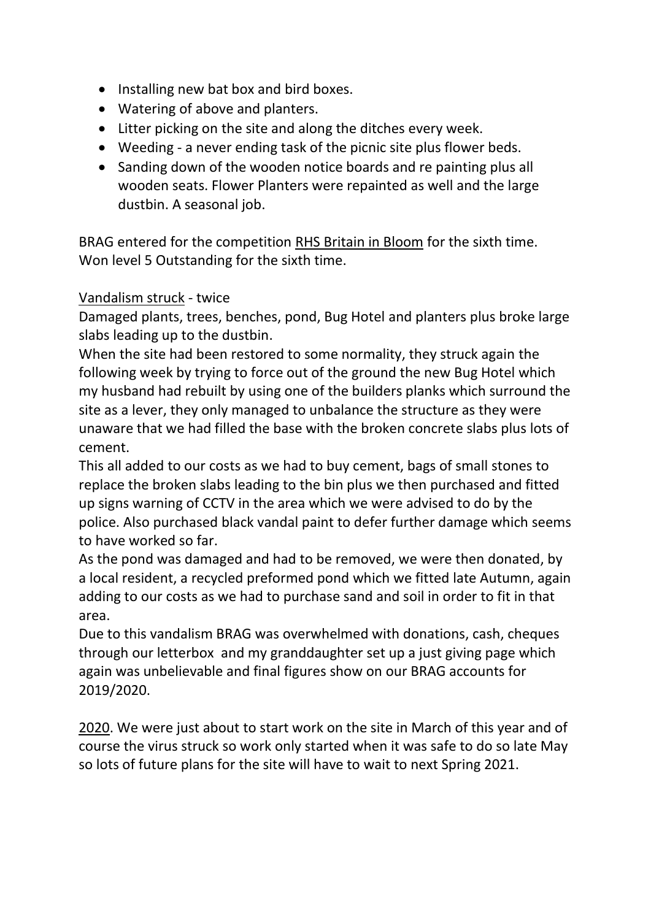- Installing new bat box and bird boxes.
- Watering of above and planters.
- Litter picking on the site and along the ditches every week.
- Weeding - a never ending task of the picnic site plus flower beds.
- Sanding down of the wooden notice boards and re painting plus all wooden seats. Flower Planters were repainted as well and the large dustbin. A seasonal job.

BRAG entered for the competition <u>RHS Britain in Bloom</u> for the sixth time. Won level 5 Outstanding for the sixth time.

<u>Vandalism struck</u> - twice

Damaged plants, trees, benches, pond, Bug Hotel and planters plus broke large slabs leading up to the dustbin.

When the site had been restored to some normality, they struck again the following week by trying to force out of the ground the new Bug Hotel which my husband had rebuilt by using one of the builders planks which surround the site as a lever, they only managed to unbalance the structure as they were unaware that we had filled the base with the broken concrete slabs plus lots of cement.

This all added to our costs as we had to buy cement, bags of small stones to replace the broken slabs leading to the bin plus we then purchased and fitted up signs warning of CCTV in the area which we were advised to do by the police. Also purchased black vandal paint to defer further damage which seems to have worked so far.

As the pond was damaged and had to be removed, we were then donated, by a local resident, a recycled preformed pond which we fitted late Autumn, again adding to our costs as we had to purchase sand and soil in order to fit in that area.

Due to this vandalism BRAG was overwhelmed with donations, cash, cheques through our letterbox and my granddaughter set up a just giving page which again was unbelievable and final figures show on our BRAG accounts for 2019/2020.

<u>2020</u>. We were just about to start work on the site in March of this year and of course the virus struck so work only started when it was safe to do so late May so lots of future plans for the site will have to wait to next Spring 2021.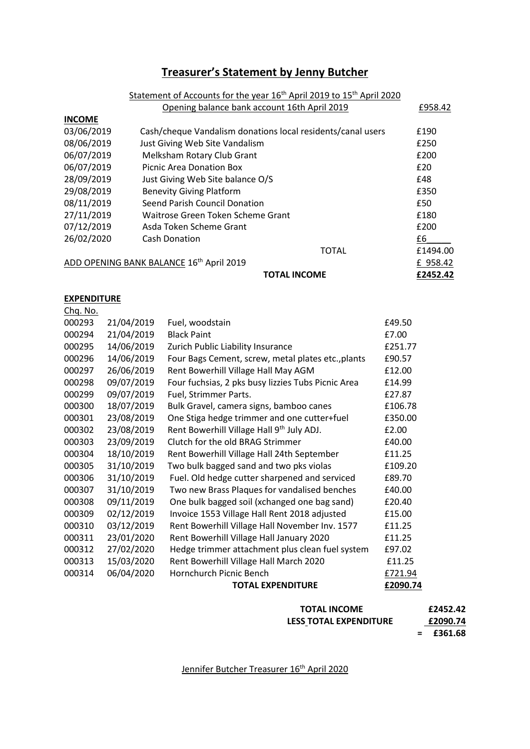# Treasurer's Statement by Jenny Butcher

Statement of Accounts for the year 16th April 2019 to 15th April 2020

Opening balance bank account 16th April 2019 £958.42

**INCOME**

| | | |
|---|---|---|
| 03/06/2019 | Cash/cheque Vandalism donations local residents/canal users | £190 |
| 08/06/2019 | Just Giving Web Site Vandalism | £250 |
| 06/07/2019 | Melksham Rotary Club Grant | £200 |
| 06/07/2019 | Picnic Area Donation Box | £20 |
| 28/09/2019 | Just Giving Web Site balance O/S | £48 |
| 29/08/2019 | Benevity Giving Platform | £350 |
| 08/11/2019 | Seend Parish Council Donation | £50 |
| 27/11/2019 | Waitrose Green Token Scheme Grant | £180 |
| 07/12/2019 | Asda Token Scheme Grant | £200 |
| 26/02/2020 | Cash Donation | £6 |
| | TOTAL | £1494.00 |
| ADD OPENING BANK BALANCE 16th April 2019 | | £ 958.42 |
| | **TOTAL INCOME** | **£2452.42** |

**EXPENDITURE**

| Chq. No. | | | |
|---|---|---|---|
| 000293 | 21/04/2019 | Fuel, woodstain | £49.50 |
| 000294 | 21/04/2019 | Black Paint | £7.00 |
| 000295 | 14/06/2019 | Zurich Public Liability Insurance | £251.77 |
| 000296 | 14/06/2019 | Four Bags Cement, screw, metal plates etc.,plants | £90.57 |
| 000297 | 26/06/2019 | Rent Bowerhill Village Hall May AGM | £12.00 |
| 000298 | 09/07/2019 | Four fuchsias, 2 pks busy lizzies Tubs Picnic Area | £14.99 |
| 000299 | 09/07/2019 | Fuel, Strimmer Parts. | £27.87 |
| 000300 | 18/07/2019 | Bulk Gravel, camera signs, bamboo canes | £106.78 |
| 000301 | 23/08/2019 | One Stiga hedge trimmer and one cutter+fuel | £350.00 |
| 000302 | 23/08/2019 | Rent Bowerhill Village Hall 9th July ADJ. | £2.00 |
| 000303 | 23/09/2019 | Clutch for the old BRAG Strimmer | £40.00 |
| 000304 | 18/10/2019 | Rent Bowerhill Village Hall 24th September | £11.25 |
| 000305 | 31/10/2019 | Two bulk bagged sand and two pks violas | £109.20 |
| 000306 | 31/10/2019 | Fuel. Old hedge cutter sharpened and serviced | £89.70 |
| 000307 | 31/10/2019 | Two new Brass Plaques for vandalised benches | £40.00 |
| 000308 | 09/11/2019 | One bulk bagged soil (xchanged one bag sand) | £20.40 |
| 000309 | 02/12/2019 | Invoice 1553 Village Hall Rent 2018 adjusted | £15.00 |
| 000310 | 03/12/2019 | Rent Bowerhill Village Hall November Inv. 1577 | £11.25 |
| 000311 | 23/01/2020 | Rent Bowerhill Village Hall January 2020 | £11.25 |
| 000312 | 27/02/2020 | Hedge trimmer attachment plus clean fuel system | £97.02 |
| 000313 | 15/03/2020 | Rent Bowerhill Village Hall March 2020 | £11.25 |
| 000314 | 06/04/2020 | Hornchurch Picnic Bench | £721.94 |
| | | **TOTAL EXPENDITURE** | **£2090.74** |

| | |
|---|---|
| **TOTAL INCOME** | **£2452.42** |
| **LESS TOTAL EXPENDITURE** | **£2090.74** |
| | **= £361.68** |

Jennifer Butcher Treasurer 16th April 2020